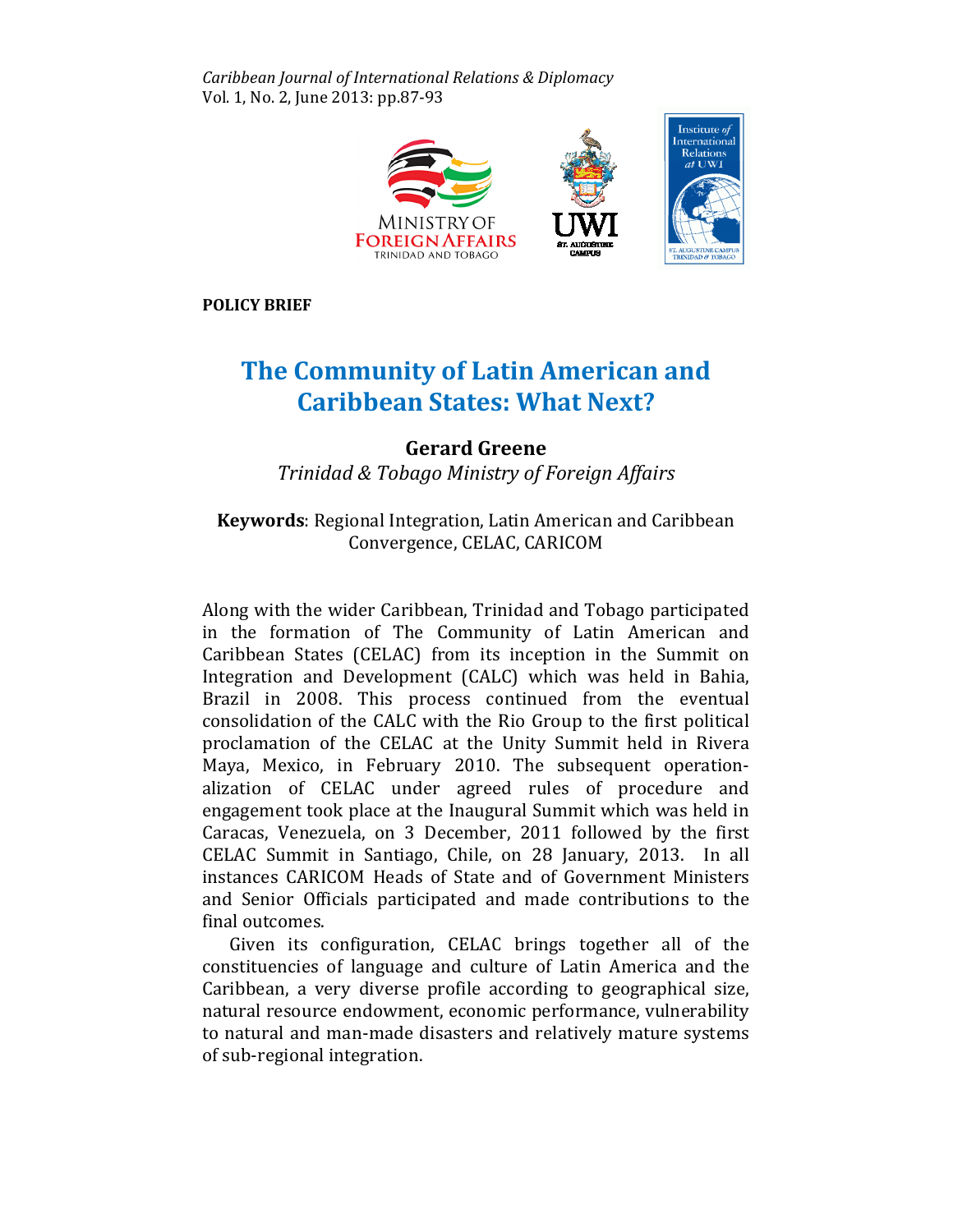POLICY BRIEF

# The Community of Latin American and Caribbean States: What Next?

**Gerard Greene**

*Trinidad & Tobago Ministry of Foreign Affairs*

**Keywords**: Regional Integration, Latin American and Caribbean Convergence, CELAC, CARICOM

Along with the wider Caribbean, Trinidad and Tobago participated in the formation of The Community of Latin American and Caribbean States (CELAC) from its inception in the Summit on Integration and Development (CALC) which was held in Bahia, Brazil in 2008. This process continued from the eventual consolidation of the CALC with the Rio Group to the first political proclamation of the CELAC at the Unity Summit held in Rivera Maya, Mexico, in February 2010. The subsequent operationalization of CELAC under agreed rules of procedure and engagement took place at the Inaugural Summit which was held in Caracas, Venezuela, on 3 December, 2011 followed by the first CELAC Summit in Santiago, Chile, on 28 January, 2013. In all instances CARICOM Heads of State and of Government Ministers and Senior Officials participated and made contributions to the final outcomes.

Given its configuration, CELAC brings together all of the constituencies of language and culture of Latin America and the Caribbean, a very diverse profile according to geographical size, natural resource endowment, economic performance, vulnerability to natural and man-made disasters and relatively mature systems of sub-regional integration.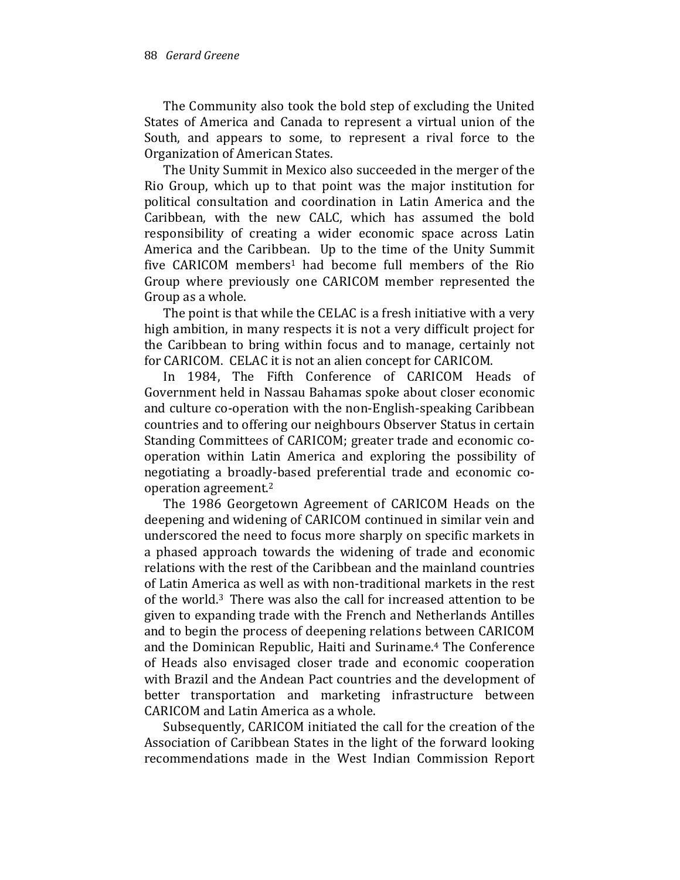The Community also took the bold step of excluding the United States of America and Canada to represent a virtual union of the South, and appears to some, to represent a rival force to the Organization of American States.

The Unity Summit in Mexico also succeeded in the merger of the Rio Group, which up to that point was the major institution for political consultation and coordination in Latin America and the Caribbean, with the new CALC, which has assumed the bold responsibility of creating a wider economic space across Latin America and the Caribbean. Up to the time of the Unity Summit five CARICOM members[1] had become full members of the Rio Group where previously one CARICOM member represented the Group as a whole.

The point is that while the CELAC is a fresh initiative with a very high ambition, in many respects it is not a very difficult project for the Caribbean to bring within focus and to manage, certainly not for CARICOM. CELAC it is not an alien concept for CARICOM.

In 1984, The Fifth Conference of CARICOM Heads of Government held in Nassau Bahamas spoke about closer economic and culture co-operation with the non-English-speaking Caribbean countries and to offering our neighbours Observer Status in certain Standing Committees of CARICOM; greater trade and economic co-operation within Latin America and exploring the possibility of negotiating a broadly-based preferential trade and economic co-operation agreement.[2]

The 1986 Georgetown Agreement of CARICOM Heads on the deepening and widening of CARICOM continued in similar vein and underscored the need to focus more sharply on specific markets in a phased approach towards the widening of trade and economic relations with the rest of the Caribbean and the mainland countries of Latin America as well as with non-traditional markets in the rest of the world.[3] There was also the call for increased attention to be given to expanding trade with the French and Netherlands Antilles and to begin the process of deepening relations between CARICOM and the Dominican Republic, Haiti and Suriname.[4] The Conference of Heads also envisaged closer trade and economic cooperation with Brazil and the Andean Pact countries and the development of better transportation and marketing infrastructure between CARICOM and Latin America as a whole.

Subsequently, CARICOM initiated the call for the creation of the Association of Caribbean States in the light of the forward looking recommendations made in the West Indian Commission Report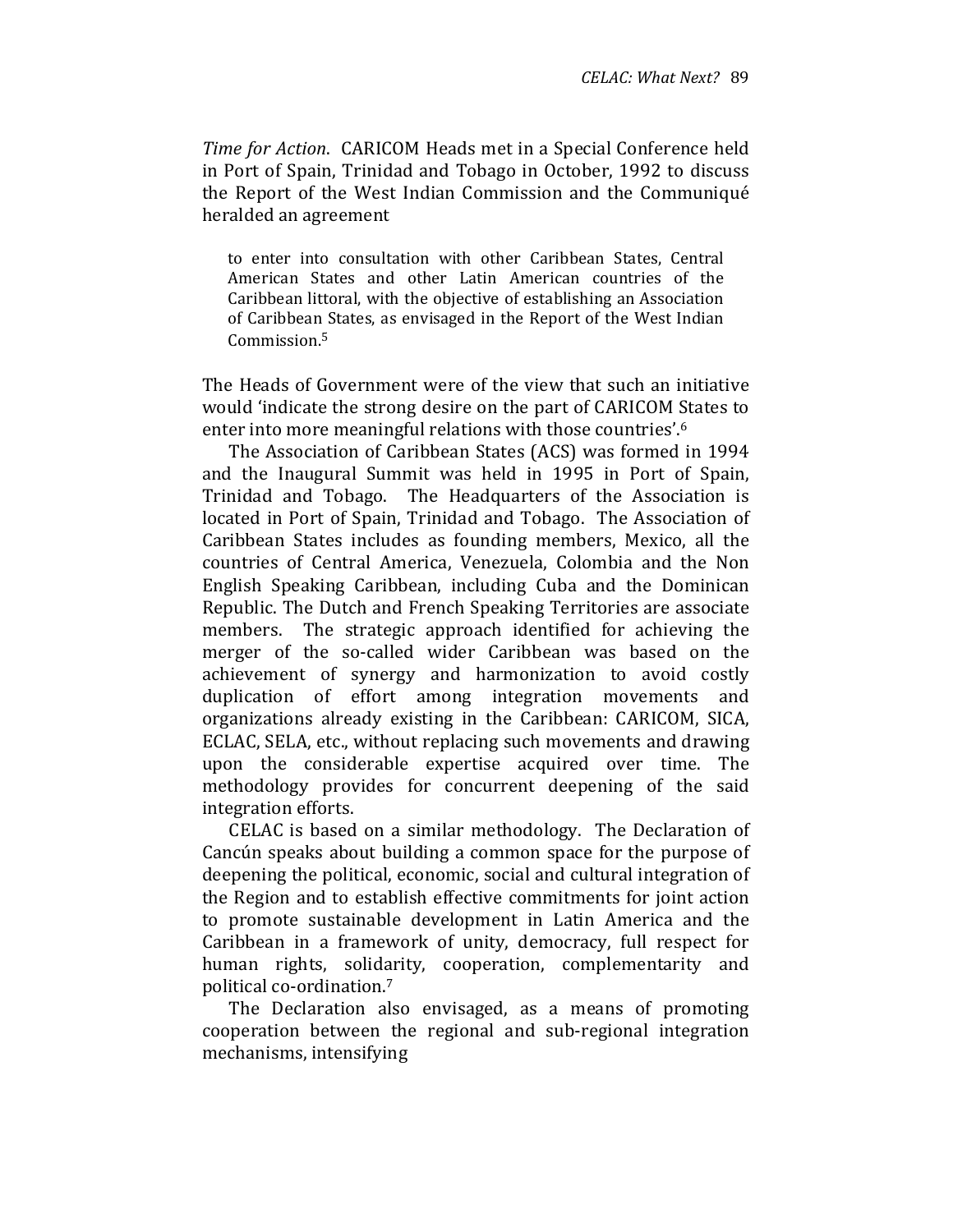*Time for Action*. CARICOM Heads met in a Special Conference held in Port of Spain, Trinidad and Tobago in October, 1992 to discuss the Report of the West Indian Commission and the Communiqué heralded an agreement

> to enter into consultation with other Caribbean States, Central American States and other Latin American countries of the Caribbean littoral, with the objective of establishing an Association of Caribbean States, as envisaged in the Report of the West Indian Commission.[5]

The Heads of Government were of the view that such an initiative would 'indicate the strong desire on the part of CARICOM States to enter into more meaningful relations with those countries'.[6]

The Association of Caribbean States (ACS) was formed in 1994 and the Inaugural Summit was held in 1995 in Port of Spain, Trinidad and Tobago. The Headquarters of the Association is located in Port of Spain, Trinidad and Tobago. The Association of Caribbean States includes as founding members, Mexico, all the countries of Central America, Venezuela, Colombia and the Non English Speaking Caribbean, including Cuba and the Dominican Republic. The Dutch and French Speaking Territories are associate members. The strategic approach identified for achieving the merger of the so-called wider Caribbean was based on the achievement of synergy and harmonization to avoid costly duplication of effort among integration movements and organizations already existing in the Caribbean: CARICOM, SICA, ECLAC, SELA, etc., without replacing such movements and drawing upon the considerable expertise acquired over time. The methodology provides for concurrent deepening of the said integration efforts.

CELAC is based on a similar methodology. The Declaration of Cancún speaks about building a common space for the purpose of deepening the political, economic, social and cultural integration of the Region and to establish effective commitments for joint action to promote sustainable development in Latin America and the Caribbean in a framework of unity, democracy, full respect for human rights, solidarity, cooperation, complementarity and political co-ordination.[7]

The Declaration also envisaged, as a means of promoting cooperation between the regional and sub-regional integration mechanisms, intensifying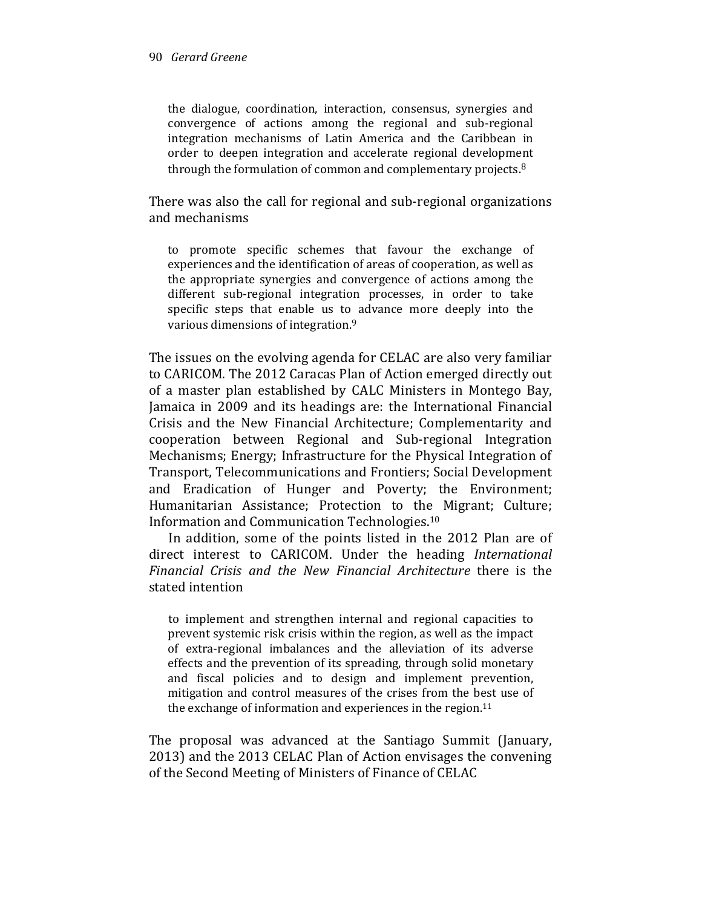> the dialogue, coordination, interaction, consensus, synergies and convergence of actions among the regional and sub-regional integration mechanisms of Latin America and the Caribbean in order to deepen integration and accelerate regional development through the formulation of common and complementary projects.[8]

There was also the call for regional and sub-regional organizations and mechanisms

> to promote specific schemes that favour the exchange of experiences and the identification of areas of cooperation, as well as the appropriate synergies and convergence of actions among the different sub-regional integration processes, in order to take specific steps that enable us to advance more deeply into the various dimensions of integration.[9]

The issues on the evolving agenda for CELAC are also very familiar to CARICOM. The 2012 Caracas Plan of Action emerged directly out of a master plan established by CALC Ministers in Montego Bay, Jamaica in 2009 and its headings are: the International Financial Crisis and the New Financial Architecture; Complementarity and cooperation between Regional and Sub-regional Integration Mechanisms; Energy; Infrastructure for the Physical Integration of Transport, Telecommunications and Frontiers; Social Development and Eradication of Hunger and Poverty; the Environment; Humanitarian Assistance; Protection to the Migrant; Culture; Information and Communication Technologies.[10]

In addition, some of the points listed in the 2012 Plan are of direct interest to CARICOM. Under the heading *International Financial Crisis and the New Financial Architecture* there is the stated intention

> to implement and strengthen internal and regional capacities to prevent systemic risk crisis within the region, as well as the impact of extra-regional imbalances and the alleviation of its adverse effects and the prevention of its spreading, through solid monetary and fiscal policies and to design and implement prevention, mitigation and control measures of the crises from the best use of the exchange of information and experiences in the region.[11]

The proposal was advanced at the Santiago Summit (January, 2013) and the 2013 CELAC Plan of Action envisages the convening of the Second Meeting of Ministers of Finance of CELAC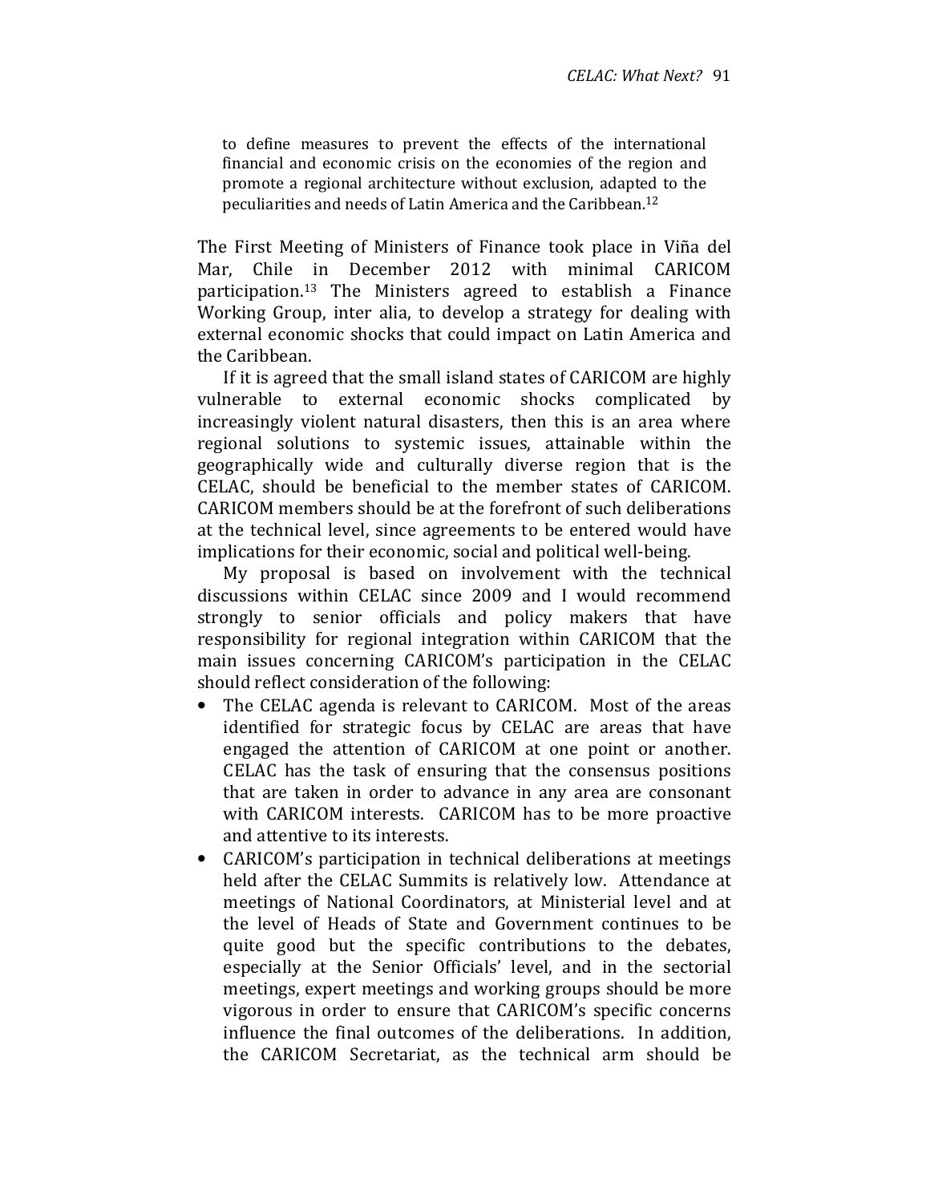> to define measures to prevent the effects of the international financial and economic crisis on the economies of the region and promote a regional architecture without exclusion, adapted to the peculiarities and needs of Latin America and the Caribbean.[12]

The First Meeting of Ministers of Finance took place in Viña del Mar, Chile in December 2012 with minimal CARICOM participation.[13] The Ministers agreed to establish a Finance Working Group, inter alia, to develop a strategy for dealing with external economic shocks that could impact on Latin America and the Caribbean.

If it is agreed that the small island states of CARICOM are highly vulnerable to external economic shocks complicated by increasingly violent natural disasters, then this is an area where regional solutions to systemic issues, attainable within the geographically wide and culturally diverse region that is the CELAC, should be beneficial to the member states of CARICOM. CARICOM members should be at the forefront of such deliberations at the technical level, since agreements to be entered would have implications for their economic, social and political well-being.

My proposal is based on involvement with the technical discussions within CELAC since 2009 and I would recommend strongly to senior officials and policy makers that have responsibility for regional integration within CARICOM that the main issues concerning CARICOM's participation in the CELAC should reflect consideration of the following:

- The CELAC agenda is relevant to CARICOM. Most of the areas identified for strategic focus by CELAC are areas that have engaged the attention of CARICOM at one point or another. CELAC has the task of ensuring that the consensus positions that are taken in order to advance in any area are consonant with CARICOM interests. CARICOM has to be more proactive and attentive to its interests.
- CARICOM's participation in technical deliberations at meetings held after the CELAC Summits is relatively low. Attendance at meetings of National Coordinators, at Ministerial level and at the level of Heads of State and Government continues to be quite good but the specific contributions to the debates, especially at the Senior Officials' level, and in the sectorial meetings, expert meetings and working groups should be more vigorous in order to ensure that CARICOM's specific concerns influence the final outcomes of the deliberations. In addition, the CARICOM Secretariat, as the technical arm should be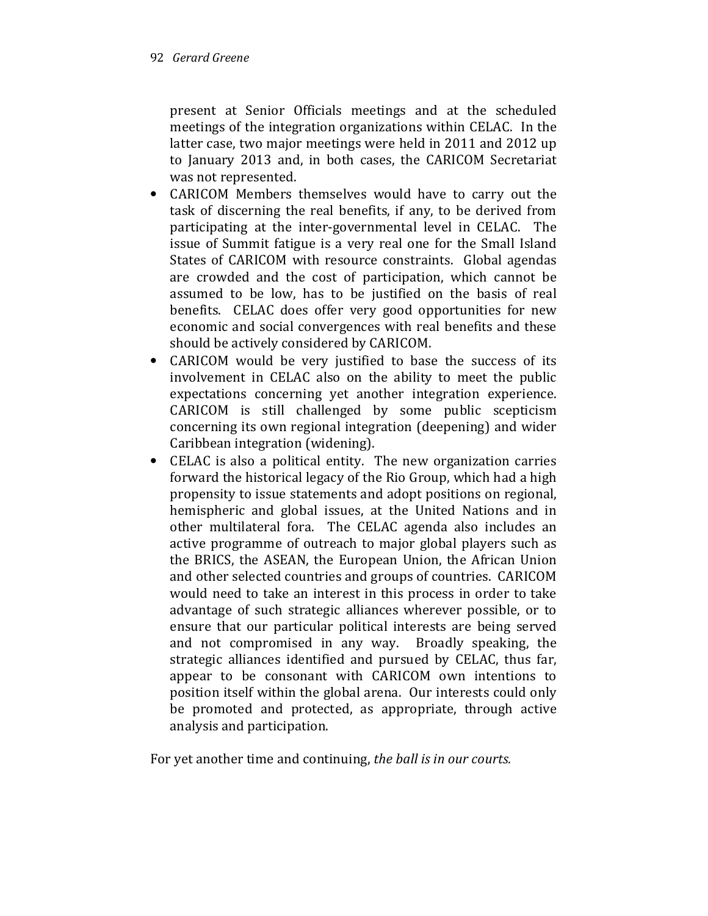present at Senior Officials meetings and at the scheduled meetings of the integration organizations within CELAC. In the latter case, two major meetings were held in 2011 and 2012 up to January 2013 and, in both cases, the CARICOM Secretariat was not represented.

- CARICOM Members themselves would have to carry out the task of discerning the real benefits, if any, to be derived from participating at the inter-governmental level in CELAC. The issue of Summit fatigue is a very real one for the Small Island States of CARICOM with resource constraints. Global agendas are crowded and the cost of participation, which cannot be assumed to be low, has to be justified on the basis of real benefits. CELAC does offer very good opportunities for new economic and social convergences with real benefits and these should be actively considered by CARICOM.
- CARICOM would be very justified to base the success of its involvement in CELAC also on the ability to meet the public expectations concerning yet another integration experience. CARICOM is still challenged by some public scepticism concerning its own regional integration (deepening) and wider Caribbean integration (widening).
- CELAC is also a political entity. The new organization carries forward the historical legacy of the Rio Group, which had a high propensity to issue statements and adopt positions on regional, hemispheric and global issues, at the United Nations and in other multilateral fora. The CELAC agenda also includes an active programme of outreach to major global players such as the BRICS, the ASEAN, the European Union, the African Union and other selected countries and groups of countries. CARICOM would need to take an interest in this process in order to take advantage of such strategic alliances wherever possible, or to ensure that our particular political interests are being served and not compromised in any way. Broadly speaking, the strategic alliances identified and pursued by CELAC, thus far, appear to be consonant with CARICOM own intentions to position itself within the global arena. Our interests could only be promoted and protected, as appropriate, through active analysis and participation.

For yet another time and continuing, *the ball is in our courts.*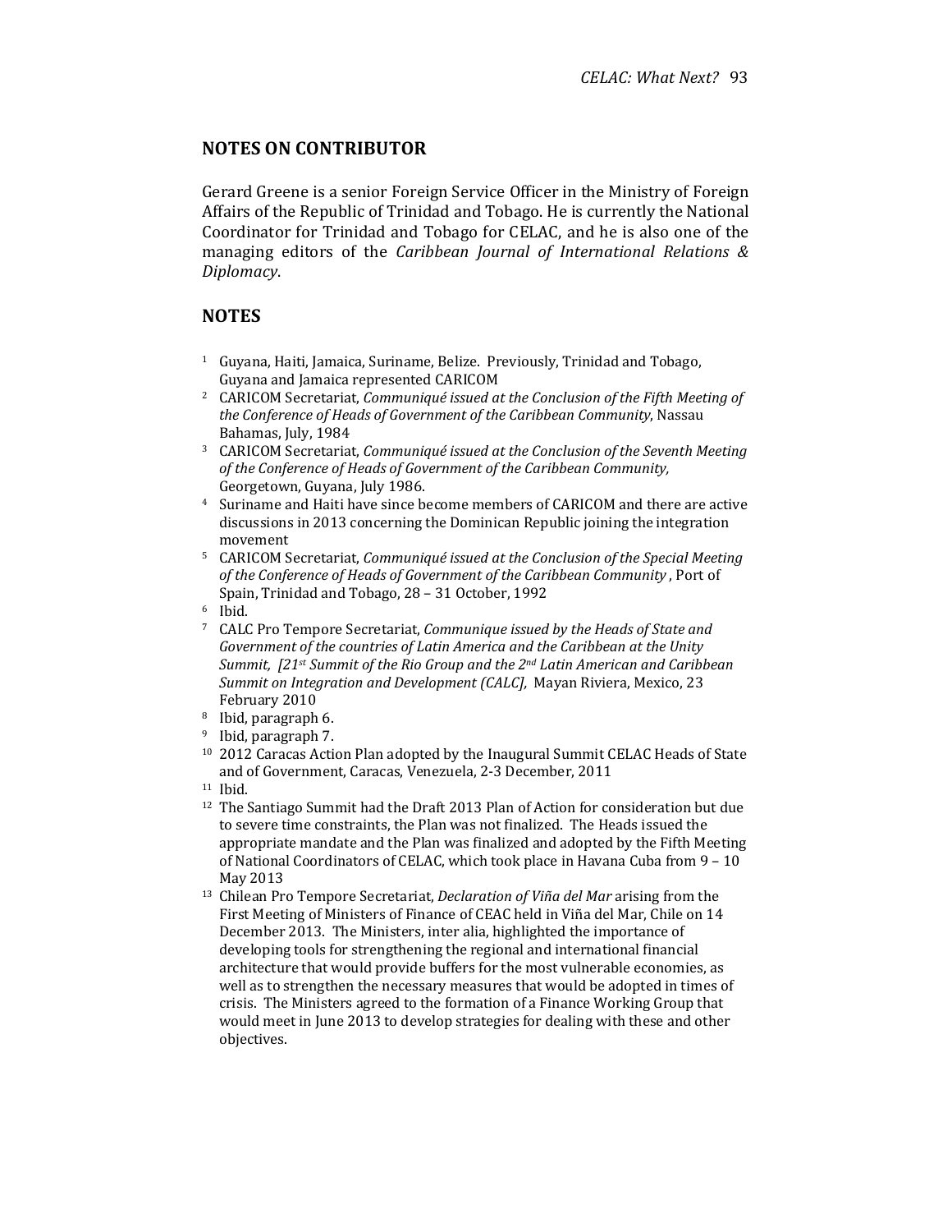## NOTES ON CONTRIBUTOR

Gerard Greene is a senior Foreign Service Officer in the Ministry of Foreign Affairs of the Republic of Trinidad and Tobago. He is currently the National Coordinator for Trinidad and Tobago for CELAC, and he is also one of the managing editors of the *Caribbean Journal of International Relations & Diplomacy*.

## NOTES

1. Guyana, Haiti, Jamaica, Suriname, Belize. Previously, Trinidad and Tobago, Guyana and Jamaica represented CARICOM
2. CARICOM Secretariat, *Communiqué issued at the Conclusion of the Fifth Meeting of the Conference of Heads of Government of the Caribbean Community*, Nassau Bahamas, July, 1984
3. CARICOM Secretariat, *Communiqué issued at the Conclusion of the Seventh Meeting of the Conference of Heads of Government of the Caribbean Community,* Georgetown, Guyana, July 1986.
4. Suriname and Haiti have since become members of CARICOM and there are active discussions in 2013 concerning the Dominican Republic joining the integration movement
5. CARICOM Secretariat, *Communiqué issued at the Conclusion of the Special Meeting of the Conference of Heads of Government of the Caribbean Community* , Port of Spain, Trinidad and Tobago, 28 – 31 October, 1992
6. Ibid.
7. CALC Pro Tempore Secretariat, *Communique issued by the Heads of State and Government of the countries of Latin America and the Caribbean at the Unity Summit, [21st Summit of the Rio Group and the 2nd Latin American and Caribbean Summit on Integration and Development (CALC],* Mayan Riviera, Mexico, 23 February 2010
8. Ibid, paragraph 6.
9. Ibid, paragraph 7.
10. 2012 Caracas Action Plan adopted by the Inaugural Summit CELAC Heads of State and of Government, Caracas, Venezuela, 2-3 December, 2011
11. Ibid.
12. The Santiago Summit had the Draft 2013 Plan of Action for consideration but due to severe time constraints, the Plan was not finalized. The Heads issued the appropriate mandate and the Plan was finalized and adopted by the Fifth Meeting of National Coordinators of CELAC, which took place in Havana Cuba from 9 – 10 May 2013
13. Chilean Pro Tempore Secretariat, *Declaration of Viña del Mar* arising from the First Meeting of Ministers of Finance of CEAC held in Viña del Mar, Chile on 14 December 2013. The Ministers, inter alia, highlighted the importance of developing tools for strengthening the regional and international financial architecture that would provide buffers for the most vulnerable economies, as well as to strengthen the necessary measures that would be adopted in times of crisis. The Ministers agreed to the formation of a Finance Working Group that would meet in June 2013 to develop strategies for dealing with these and other objectives.